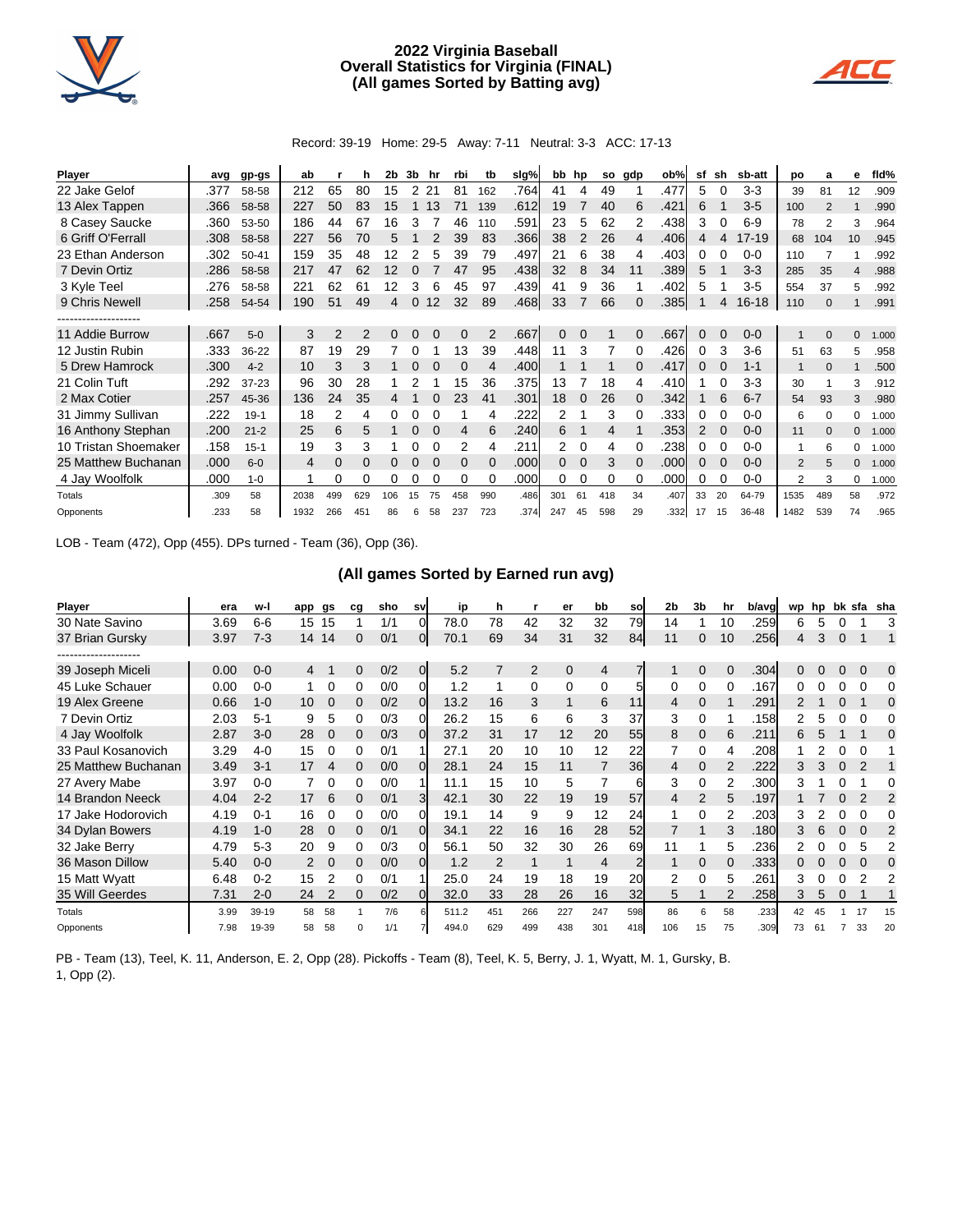# 2022 Virginia Baseball
## Overall Statistics for Virginia (FINAL)
## (All games Sorted by Batting avg)

Record: 39-19 Home: 29-5 Away: 7-11 Neutral: 3-3 ACC: 17-13

| Player | avg | gp-gs | ab | r | h | 2b | 3b | hr | rbi | tb | slg% | bb | hp | so | gdp | ob% | sf | sh | sb-att | po | a | e | fld% |
|---|---|---|---|---|---|---|---|---|---|---|---|---|---|---|---|---|---|---|---|---|---|---|---|
| 22 Jake Gelof | .377 | 58-58 | 212 | 65 | 80 | 15 | 2 | 21 | 81 | 162 | .764 | 41 | 4 | 49 | 1 | .477 | 5 | 0 | 3-3 | 39 | 81 | 12 | .909 |
| 13 Alex Tappen | .366 | 58-58 | 227 | 50 | 83 | 15 | 1 | 13 | 71 | 139 | .612 | 19 | 7 | 40 | 6 | .421 | 6 | 1 | 3-5 | 100 | 2 | 1 | .990 |
| 8 Casey Saucke | .360 | 53-50 | 186 | 44 | 67 | 16 | 3 | 7 | 46 | 110 | .591 | 23 | 5 | 62 | 2 | .438 | 3 | 0 | 6-9 | 78 | 2 | 3 | .964 |
| 6 Griff O'Ferrall | .308 | 58-58 | 227 | 56 | 70 | 5 | 1 | 2 | 39 | 83 | .366 | 38 | 2 | 26 | 4 | .406 | 4 | 4 | 17-19 | 68 | 104 | 10 | .945 |
| 23 Ethan Anderson | .302 | 50-41 | 159 | 35 | 48 | 12 | 2 | 5 | 39 | 79 | .497 | 21 | 6 | 38 | 4 | .403 | 0 | 0 | 0-0 | 110 | 7 | 1 | .992 |
| 7 Devin Ortiz | .286 | 58-58 | 217 | 47 | 62 | 12 | 0 | 7 | 47 | 95 | .438 | 32 | 8 | 34 | 11 | .389 | 5 | 1 | 3-3 | 285 | 35 | 4 | .988 |
| 3 Kyle Teel | .276 | 58-58 | 221 | 62 | 61 | 12 | 3 | 6 | 45 | 97 | .439 | 41 | 9 | 36 | 1 | .402 | 5 | 1 | 3-5 | 554 | 37 | 5 | .992 |
| 9 Chris Newell | .258 | 54-54 | 190 | 51 | 49 | 4 | 0 | 12 | 32 | 89 | .468 | 33 | 7 | 66 | 0 | .385 | 1 | 4 | 16-18 | 110 | 0 | 1 | .991 |
| -------------------- | | | | | | | | | | | | | | | | | | | | | | | |
| 11 Addie Burrow | .667 | 5-0 | 3 | 2 | 2 | 0 | 0 | 0 | 0 | 2 | .667 | 0 | 0 | 1 | 0 | .667 | 0 | 0 | 0-0 | 1 | 0 | 0 | 1.000 |
| 12 Justin Rubin | .333 | 36-22 | 87 | 19 | 29 | 7 | 0 | 1 | 13 | 39 | .448 | 11 | 3 | 7 | 0 | .426 | 0 | 3 | 3-6 | 51 | 63 | 5 | .958 |
| 5 Drew Hamrock | .300 | 4-2 | 10 | 3 | 3 | 1 | 0 | 0 | 0 | 4 | .400 | 1 | 1 | 1 | 0 | .417 | 0 | 0 | 1-1 | 1 | 0 | 1 | .500 |
| 21 Colin Tuft | .292 | 37-23 | 96 | 30 | 28 | 1 | 2 | 1 | 15 | 36 | .375 | 13 | 7 | 18 | 4 | .410 | 1 | 0 | 3-3 | 30 | 1 | 3 | .912 |
| 2 Max Cotier | .257 | 45-36 | 136 | 24 | 35 | 4 | 1 | 0 | 23 | 41 | .301 | 18 | 0 | 26 | 0 | .342 | 1 | 6 | 6-7 | 54 | 93 | 3 | .980 |
| 31 Jimmy Sullivan | .222 | 19-1 | 18 | 2 | 4 | 0 | 0 | 0 | 1 | 4 | .222 | 2 | 1 | 3 | 0 | .333 | 0 | 0 | 0-0 | 6 | 0 | 0 | 1.000 |
| 16 Anthony Stephan | .200 | 21-2 | 25 | 6 | 5 | 1 | 0 | 0 | 4 | 6 | .240 | 6 | 1 | 4 | 1 | .353 | 2 | 0 | 0-0 | 11 | 0 | 0 | 1.000 |
| 10 Tristan Shoemaker | .158 | 15-1 | 19 | 3 | 3 | 1 | 0 | 0 | 2 | 4 | .211 | 2 | 0 | 4 | 0 | .238 | 0 | 0 | 0-0 | 1 | 6 | 0 | 1.000 |
| 25 Matthew Buchanan | .000 | 6-0 | 4 | 0 | 0 | 0 | 0 | 0 | 0 | 0 | .000 | 0 | 0 | 3 | 0 | .000 | 0 | 0 | 0-0 | 2 | 5 | 0 | 1.000 |
| 4 Jay Woolfolk | .000 | 1-0 | 1 | 0 | 0 | 0 | 0 | 0 | 0 | 0 | .000 | 0 | 0 | 0 | 0 | .000 | 0 | 0 | 0-0 | 2 | 3 | 0 | 1.000 |
| Totals | .309 | 58 | 2038 | 499 | 629 | 106 | 15 | 75 | 458 | 990 | .486 | 301 | 61 | 418 | 34 | .407 | 33 | 20 | 64-79 | 1535 | 489 | 58 | .972 |
| Opponents | .233 | 58 | 1932 | 266 | 451 | 86 | 6 | 58 | 237 | 723 | .374 | 247 | 45 | 598 | 29 | .332 | 17 | 15 | 36-48 | 1482 | 539 | 74 | .965 |

LOB - Team (472), Opp (455). DPs turned - Team (36), Opp (36).

## (All games Sorted by Earned run avg)

| Player | era | w-l | app | gs | cg | sho | sv | ip | h | r | er | bb | so | 2b | 3b | hr | b/avg | wp | hp | bk | sfa | sha |
|---|---|---|---|---|---|---|---|---|---|---|---|---|---|---|---|---|---|---|---|---|---|---|
| 30 Nate Savino | 3.69 | 6-6 | 15 | 15 | 1 | 1/1 | 0 | 78.0 | 78 | 42 | 32 | 32 | 79 | 14 | 1 | 10 | .259 | 6 | 5 | 0 | 1 | 3 |
| 37 Brian Gursky | 3.97 | 7-3 | 14 | 14 | 0 | 0/1 | 0 | 70.1 | 69 | 34 | 31 | 32 | 84 | 11 | 0 | 10 | .256 | 4 | 3 | 0 | 1 | 1 |
| -------------------- | | | | | | | | | | | | | | | | | | | | | | |
| 39 Joseph Miceli | 0.00 | 0-0 | 4 | 1 | 0 | 0/2 | 0 | 5.2 | 7 | 2 | 0 | 4 | 7 | 1 | 0 | 0 | .304 | 0 | 0 | 0 | 0 | 0 |
| 45 Luke Schauer | 0.00 | 0-0 | 1 | 0 | 0 | 0/0 | 0 | 1.2 | 1 | 0 | 0 | 0 | 5 | 0 | 0 | 0 | .167 | 0 | 0 | 0 | 0 | 0 |
| 19 Alex Greene | 0.66 | 1-0 | 10 | 0 | 0 | 0/2 | 0 | 13.2 | 16 | 3 | 1 | 6 | 11 | 4 | 0 | 1 | .291 | 2 | 1 | 0 | 1 | 0 |
| 7 Devin Ortiz | 2.03 | 5-1 | 9 | 5 | 0 | 0/3 | 0 | 26.2 | 15 | 6 | 6 | 3 | 37 | 3 | 0 | 1 | .158 | 2 | 5 | 0 | 0 | 0 |
| 4 Jay Woolfolk | 2.87 | 3-0 | 28 | 0 | 0 | 0/3 | 0 | 37.2 | 31 | 17 | 12 | 20 | 55 | 8 | 0 | 6 | .211 | 6 | 5 | 1 | 1 | 0 |
| 33 Paul Kosanovich | 3.29 | 4-0 | 15 | 0 | 0 | 0/1 | 1 | 27.1 | 20 | 10 | 10 | 12 | 22 | 7 | 0 | 4 | .208 | 1 | 2 | 0 | 0 | 1 |
| 25 Matthew Buchanan | 3.49 | 3-1 | 17 | 4 | 0 | 0/0 | 0 | 28.1 | 24 | 15 | 11 | 7 | 36 | 4 | 0 | 2 | .222 | 3 | 3 | 0 | 2 | 1 |
| 27 Avery Mabe | 3.97 | 0-0 | 7 | 0 | 0 | 0/0 | 1 | 11.1 | 15 | 10 | 5 | 7 | 6 | 3 | 0 | 2 | .300 | 3 | 1 | 0 | 1 | 0 |
| 14 Brandon Neeck | 4.04 | 2-2 | 17 | 6 | 0 | 0/1 | 3 | 42.1 | 30 | 22 | 19 | 19 | 57 | 4 | 2 | 5 | .197 | 1 | 7 | 0 | 2 | 2 |
| 17 Jake Hodorovich | 4.19 | 0-1 | 16 | 0 | 0 | 0/0 | 0 | 19.1 | 14 | 9 | 9 | 12 | 24 | 1 | 0 | 2 | .203 | 3 | 2 | 0 | 0 | 0 |
| 34 Dylan Bowers | 4.19 | 1-0 | 28 | 0 | 0 | 0/1 | 0 | 34.1 | 22 | 16 | 16 | 28 | 52 | 7 | 1 | 3 | .180 | 3 | 6 | 0 | 0 | 2 |
| 32 Jake Berry | 4.79 | 5-3 | 20 | 9 | 0 | 0/3 | 0 | 56.1 | 50 | 32 | 30 | 26 | 69 | 11 | 1 | 5 | .236 | 2 | 0 | 0 | 5 | 2 |
| 36 Mason Dillow | 5.40 | 0-0 | 2 | 0 | 0 | 0/0 | 0 | 1.2 | 2 | 1 | 1 | 4 | 2 | 1 | 0 | 0 | .333 | 0 | 0 | 0 | 0 | 0 |
| 15 Matt Wyatt | 6.48 | 0-2 | 15 | 2 | 0 | 0/1 | 1 | 25.0 | 24 | 19 | 18 | 19 | 20 | 2 | 0 | 5 | .261 | 3 | 0 | 0 | 2 | 2 |
| 35 Will Geerdes | 7.31 | 2-0 | 24 | 2 | 0 | 0/2 | 0 | 32.0 | 33 | 28 | 26 | 16 | 32 | 5 | 1 | 2 | .258 | 3 | 5 | 0 | 1 | 1 |
| Totals | 3.99 | 39-19 | 58 | 58 | 1 | 7/6 | 6 | 511.2 | 451 | 266 | 227 | 247 | 598 | 86 | 6 | 58 | .233 | 42 | 45 | 1 | 17 | 15 |
| Opponents | 7.98 | 19-39 | 58 | 58 | 0 | 1/1 | 7 | 494.0 | 629 | 499 | 438 | 301 | 418 | 106 | 15 | 75 | .309 | 73 | 61 | 7 | 33 | 20 |

PB - Team (13), Teel, K. 11, Anderson, E. 2, Opp (28). Pickoffs - Team (8), Teel, K. 5, Berry, J. 1, Wyatt, M. 1, Gursky, B. 1, Opp (2).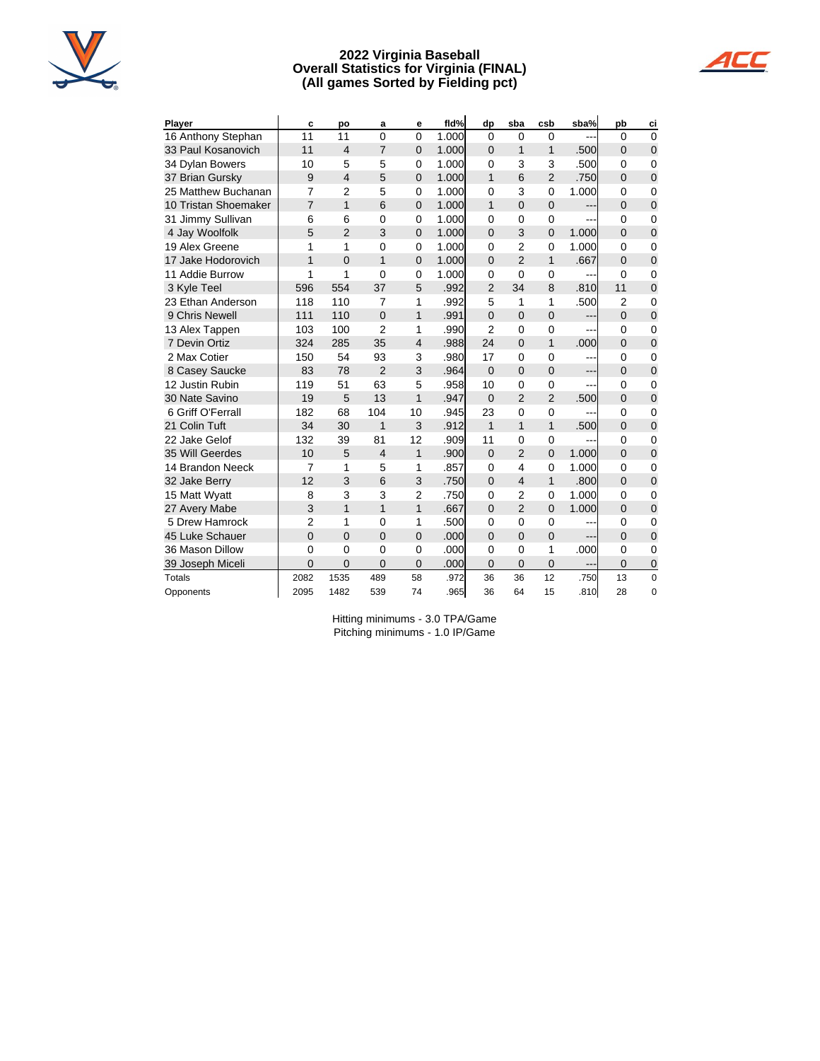# 2022 Virginia Baseball
## Overall Statistics for Virginia (FINAL)
## (All games Sorted by Fielding pct)

| Player | c | po | a | e | fld% | dp | sba | csb | sba% | pb | ci |
|---|---|---|---|---|---|---|---|---|---|---|---|
| 16 Anthony Stephan | 11 | 11 | 0 | 0 | 1.000 | 0 | 0 | 0 | --- | 0 | 0 |
| 33 Paul Kosanovich | 11 | 4 | 7 | 0 | 1.000 | 0 | 1 | 1 | .500 | 0 | 0 |
| 34 Dylan Bowers | 10 | 5 | 5 | 0 | 1.000 | 0 | 3 | 3 | .500 | 0 | 0 |
| 37 Brian Gursky | 9 | 4 | 5 | 0 | 1.000 | 1 | 6 | 2 | .750 | 0 | 0 |
| 25 Matthew Buchanan | 7 | 2 | 5 | 0 | 1.000 | 0 | 3 | 0 | 1.000 | 0 | 0 |
| 10 Tristan Shoemaker | 7 | 1 | 6 | 0 | 1.000 | 1 | 0 | 0 | --- | 0 | 0 |
| 31 Jimmy Sullivan | 6 | 6 | 0 | 0 | 1.000 | 0 | 0 | 0 | --- | 0 | 0 |
| 4 Jay Woolfolk | 5 | 2 | 3 | 0 | 1.000 | 0 | 3 | 0 | 1.000 | 0 | 0 |
| 19 Alex Greene | 1 | 1 | 0 | 0 | 1.000 | 0 | 2 | 0 | 1.000 | 0 | 0 |
| 17 Jake Hodorovich | 1 | 0 | 1 | 0 | 1.000 | 0 | 2 | 1 | .667 | 0 | 0 |
| 11 Addie Burrow | 1 | 1 | 0 | 0 | 1.000 | 0 | 0 | 0 | --- | 0 | 0 |
| 3 Kyle Teel | 596 | 554 | 37 | 5 | .992 | 2 | 34 | 8 | .810 | 11 | 0 |
| 23 Ethan Anderson | 118 | 110 | 7 | 1 | .992 | 5 | 1 | 1 | .500 | 2 | 0 |
| 9 Chris Newell | 111 | 110 | 0 | 1 | .991 | 0 | 0 | 0 | --- | 0 | 0 |
| 13 Alex Tappen | 103 | 100 | 2 | 1 | .990 | 2 | 0 | 0 | --- | 0 | 0 |
| 7 Devin Ortiz | 324 | 285 | 35 | 4 | .988 | 24 | 0 | 1 | .000 | 0 | 0 |
| 2 Max Cotier | 150 | 54 | 93 | 3 | .980 | 17 | 0 | 0 | --- | 0 | 0 |
| 8 Casey Saucke | 83 | 78 | 2 | 3 | .964 | 0 | 0 | 0 | --- | 0 | 0 |
| 12 Justin Rubin | 119 | 51 | 63 | 5 | .958 | 10 | 0 | 0 | --- | 0 | 0 |
| 30 Nate Savino | 19 | 5 | 13 | 1 | .947 | 0 | 2 | 2 | .500 | 0 | 0 |
| 6 Griff O'Ferrall | 182 | 68 | 104 | 10 | .945 | 23 | 0 | 0 | --- | 0 | 0 |
| 21 Colin Tuft | 34 | 30 | 1 | 3 | .912 | 1 | 1 | 1 | .500 | 0 | 0 |
| 22 Jake Gelof | 132 | 39 | 81 | 12 | .909 | 11 | 0 | 0 | --- | 0 | 0 |
| 35 Will Geerdes | 10 | 5 | 4 | 1 | .900 | 0 | 2 | 0 | 1.000 | 0 | 0 |
| 14 Brandon Neeck | 7 | 1 | 5 | 1 | .857 | 0 | 4 | 0 | 1.000 | 0 | 0 |
| 32 Jake Berry | 12 | 3 | 6 | 3 | .750 | 0 | 4 | 1 | .800 | 0 | 0 |
| 15 Matt Wyatt | 8 | 3 | 3 | 2 | .750 | 0 | 2 | 0 | 1.000 | 0 | 0 |
| 27 Avery Mabe | 3 | 1 | 1 | 1 | .667 | 0 | 2 | 0 | 1.000 | 0 | 0 |
| 5 Drew Hamrock | 2 | 1 | 0 | 1 | .500 | 0 | 0 | 0 | --- | 0 | 0 |
| 45 Luke Schauer | 0 | 0 | 0 | 0 | .000 | 0 | 0 | 0 | --- | 0 | 0 |
| 36 Mason Dillow | 0 | 0 | 0 | 0 | .000 | 0 | 0 | 1 | .000 | 0 | 0 |
| 39 Joseph Miceli | 0 | 0 | 0 | 0 | .000 | 0 | 0 | 0 | --- | 0 | 0 |
| Totals | 2082 | 1535 | 489 | 58 | .972 | 36 | 36 | 12 | .750 | 13 | 0 |
| Opponents | 2095 | 1482 | 539 | 74 | .965 | 36 | 64 | 15 | .810 | 28 | 0 |

Hitting minimums - 3.0 TPA/Game
Pitching minimums - 1.0 IP/Game